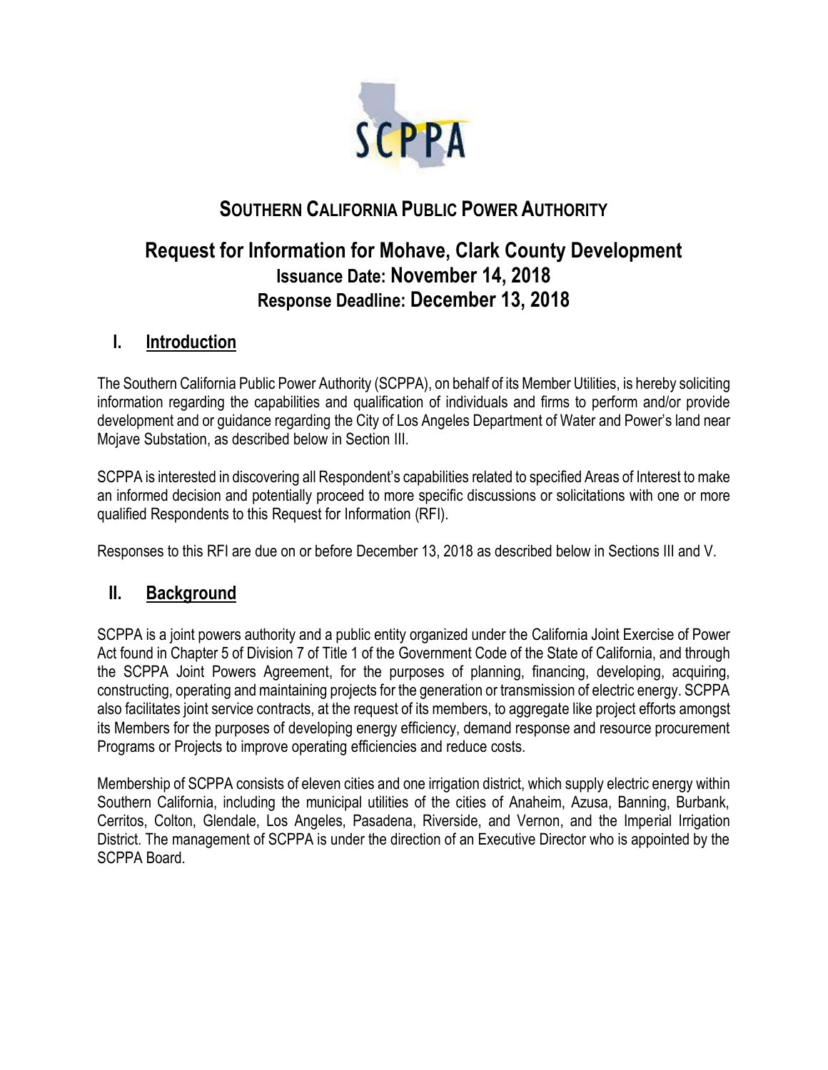# SOUTHERN CALIFORNIA PUBLIC POWER AUTHORITY

## Request for Information for Mohave, Clark County Development

**Issuance Date: November 14, 2018**

**Response Deadline: December 13, 2018**

## I. Introduction

The Southern California Public Power Authority (SCPPA), on behalf of its Member Utilities, is hereby soliciting information regarding the capabilities and qualification of individuals and firms to perform and/or provide development and or guidance regarding the City of Los Angeles Department of Water and Power's land near Mojave Substation, as described below in Section III.

SCPPA is interested in discovering all Respondent's capabilities related to specified Areas of Interest to make an informed decision and potentially proceed to more specific discussions or solicitations with one or more qualified Respondents to this Request for Information (RFI).

Responses to this RFI are due on or before December 13, 2018 as described below in Sections III and V.

## II. Background

SCPPA is a joint powers authority and a public entity organized under the California Joint Exercise of Power Act found in Chapter 5 of Division 7 of Title 1 of the Government Code of the State of California, and through the SCPPA Joint Powers Agreement, for the purposes of planning, financing, developing, acquiring, constructing, operating and maintaining projects for the generation or transmission of electric energy. SCPPA also facilitates joint service contracts, at the request of its members, to aggregate like project efforts amongst its Members for the purposes of developing energy efficiency, demand response and resource procurement Programs or Projects to improve operating efficiencies and reduce costs.

Membership of SCPPA consists of eleven cities and one irrigation district, which supply electric energy within Southern California, including the municipal utilities of the cities of Anaheim, Azusa, Banning, Burbank, Cerritos, Colton, Glendale, Los Angeles, Pasadena, Riverside, and Vernon, and the Imperial Irrigation District. The management of SCPPA is under the direction of an Executive Director who is appointed by the SCPPA Board.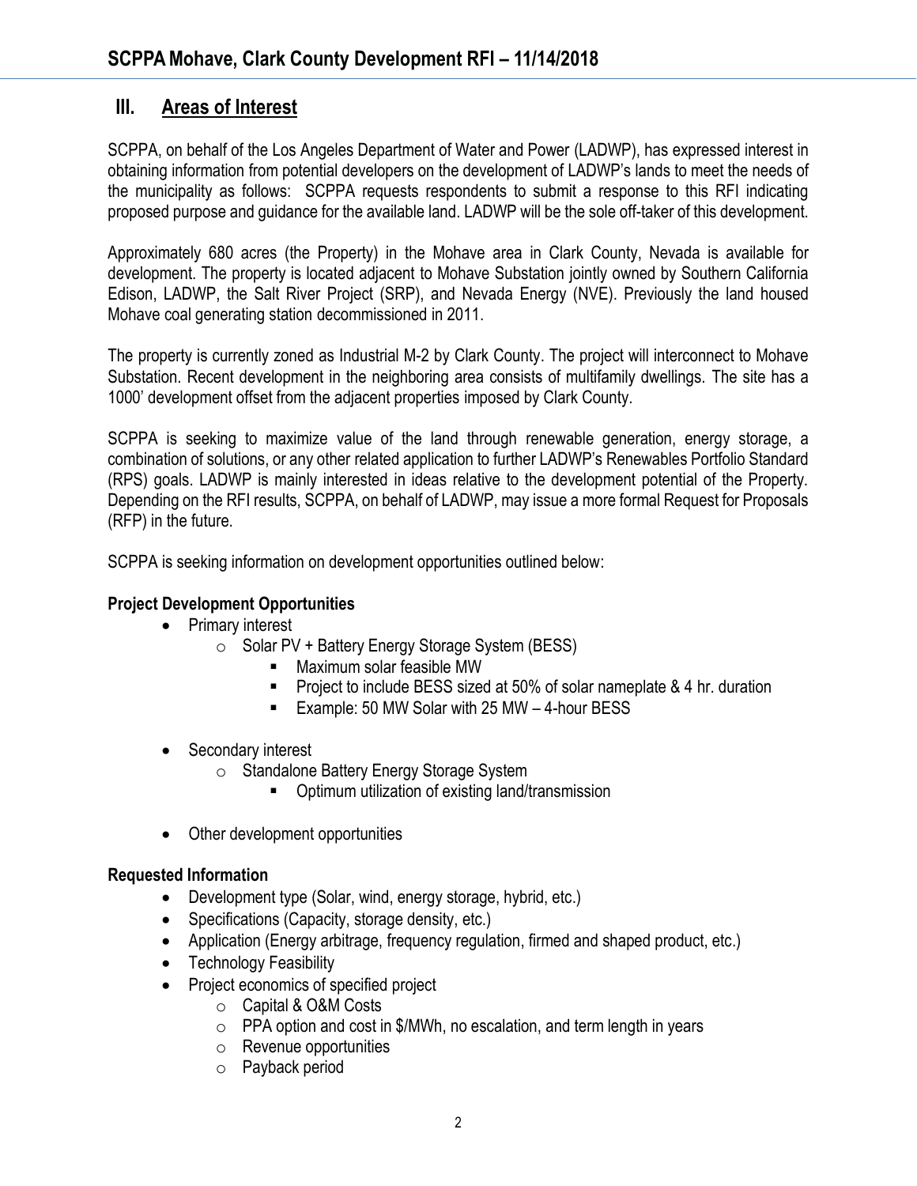## III. Areas of Interest

SCPPA, on behalf of the Los Angeles Department of Water and Power (LADWP), has expressed interest in obtaining information from potential developers on the development of LADWP's lands to meet the needs of the municipality as follows: SCPPA requests respondents to submit a response to this RFI indicating proposed purpose and guidance for the available land. LADWP will be the sole off-taker of this development.

Approximately 680 acres (the Property) in the Mohave area in Clark County, Nevada is available for development. The property is located adjacent to Mohave Substation jointly owned by Southern California Edison, LADWP, the Salt River Project (SRP), and Nevada Energy (NVE). Previously the land housed Mohave coal generating station decommissioned in 2011.

The property is currently zoned as Industrial M-2 by Clark County. The project will interconnect to Mohave Substation. Recent development in the neighboring area consists of multifamily dwellings. The site has a 1000' development offset from the adjacent properties imposed by Clark County.

SCPPA is seeking to maximize value of the land through renewable generation, energy storage, a combination of solutions, or any other related application to further LADWP's Renewables Portfolio Standard (RPS) goals. LADWP is mainly interested in ideas relative to the development potential of the Property. Depending on the RFI results, SCPPA, on behalf of LADWP, may issue a more formal Request for Proposals (RFP) in the future.

SCPPA is seeking information on development opportunities outlined below:

**Project Development Opportunities**

- Primary interest
  - Solar PV + Battery Energy Storage System (BESS)
    - Maximum solar feasible MW
    - Project to include BESS sized at 50% of solar nameplate & 4 hr. duration
    - Example: 50 MW Solar with 25 MW – 4-hour BESS
- Secondary interest
  - Standalone Battery Energy Storage System
    - Optimum utilization of existing land/transmission
- Other development opportunities

**Requested Information**

- Development type (Solar, wind, energy storage, hybrid, etc.)
- Specifications (Capacity, storage density, etc.)
- Application (Energy arbitrage, frequency regulation, firmed and shaped product, etc.)
- Technology Feasibility
- Project economics of specified project
  - Capital & O&M Costs
  - PPA option and cost in $/MWh, no escalation, and term length in years
  - Revenue opportunities
  - Payback period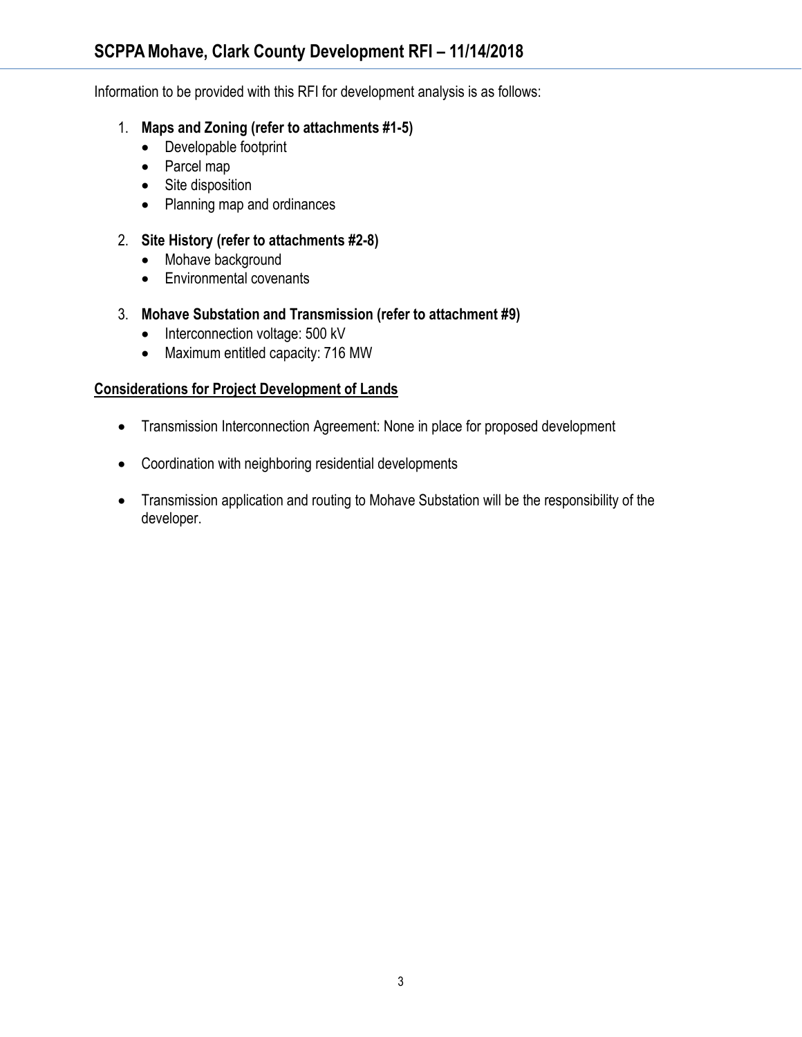Information to be provided with this RFI for development analysis is as follows:

1. **Maps and Zoning (refer to attachments #1-5)**
   - Developable footprint
   - Parcel map
   - Site disposition
   - Planning map and ordinances

2. **Site History (refer to attachments #2-8)**
   - Mohave background
   - Environmental covenants

3. **Mohave Substation and Transmission (refer to attachment #9)**
   - Interconnection voltage: 500 kV
   - Maximum entitled capacity: 716 MW

**Considerations for Project Development of Lands**

- Transmission Interconnection Agreement: None in place for proposed development

- Coordination with neighboring residential developments

- Transmission application and routing to Mohave Substation will be the responsibility of the developer.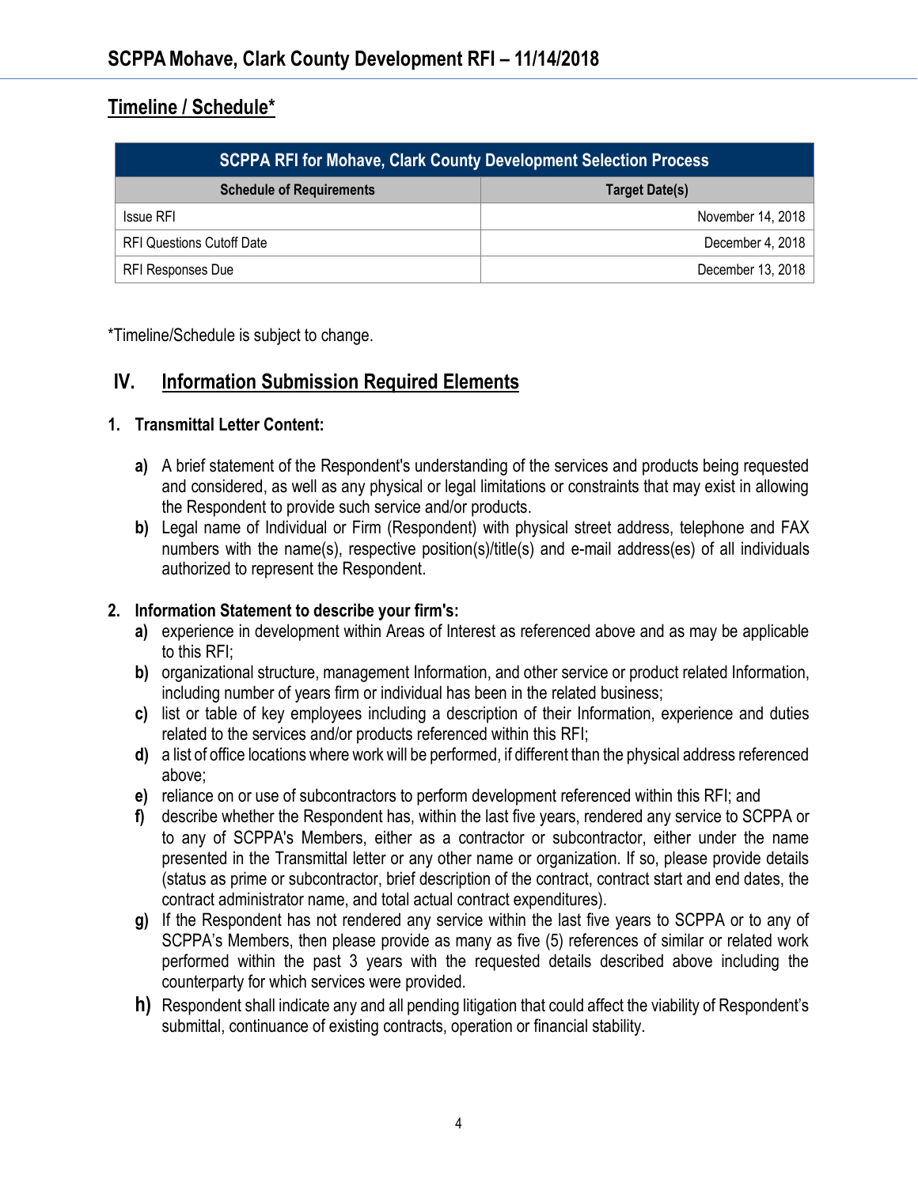## Timeline / Schedule*

| SCPPA RFI for Mohave, Clark County Development Selection Process | |
|---|---|
| **Schedule of Requirements** | **Target Date(s)** |
| Issue RFI | November 14, 2018 |
| RFI Questions Cutoff Date | December 4, 2018 |
| RFI Responses Due | December 13, 2018 |

*Timeline/Schedule is subject to change.

## IV. Information Submission Required Elements

### 1. Transmittal Letter Content:

**a)** A brief statement of the Respondent's understanding of the services and products being requested and considered, as well as any physical or legal limitations or constraints that may exist in allowing the Respondent to provide such service and/or products.

**b)** Legal name of Individual or Firm (Respondent) with physical street address, telephone and FAX numbers with the name(s), respective position(s)/title(s) and e-mail address(es) of all individuals authorized to represent the Respondent.

### 2. Information Statement to describe your firm's:

**a)** experience in development within Areas of Interest as referenced above and as may be applicable to this RFI;

**b)** organizational structure, management Information, and other service or product related Information, including number of years firm or individual has been in the related business;

**c)** list or table of key employees including a description of their Information, experience and duties related to the services and/or products referenced within this RFI;

**d)** a list of office locations where work will be performed, if different than the physical address referenced above;

**e)** reliance on or use of subcontractors to perform development referenced within this RFI; and

**f)** describe whether the Respondent has, within the last five years, rendered any service to SCPPA or to any of SCPPA's Members, either as a contractor or subcontractor, either under the name presented in the Transmittal letter or any other name or organization. If so, please provide details (status as prime or subcontractor, brief description of the contract, contract start and end dates, the contract administrator name, and total actual contract expenditures).

**g)** If the Respondent has not rendered any service within the last five years to SCPPA or to any of SCPPA's Members, then please provide as many as five (5) references of similar or related work performed within the past 3 years with the requested details described above including the counterparty for which services were provided.

**h)** Respondent shall indicate any and all pending litigation that could affect the viability of Respondent's submittal, continuance of existing contracts, operation or financial stability.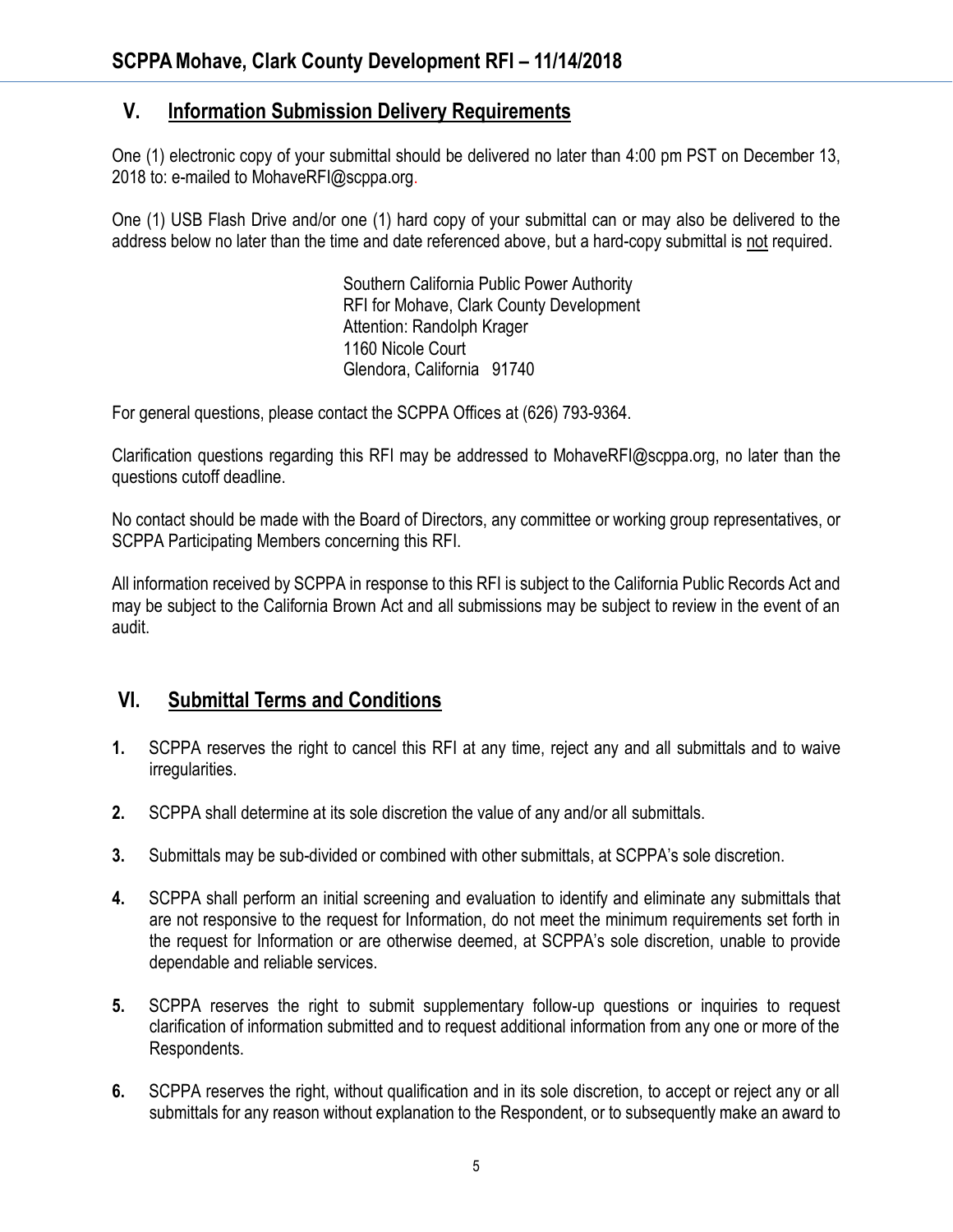## V. Information Submission Delivery Requirements

One (1) electronic copy of your submittal should be delivered no later than 4:00 pm PST on December 13, 2018 to: e-mailed to MohaveRFI@scppa.org.

One (1) USB Flash Drive and/or one (1) hard copy of your submittal can or may also be delivered to the address below no later than the time and date referenced above, but a hard-copy submittal is not required.

Southern California Public Power Authority
RFI for Mohave, Clark County Development
Attention: Randolph Krager
1160 Nicole Court
Glendora, California 91740

For general questions, please contact the SCPPA Offices at (626) 793-9364.

Clarification questions regarding this RFI may be addressed to MohaveRFI@scppa.org, no later than the questions cutoff deadline.

No contact should be made with the Board of Directors, any committee or working group representatives, or SCPPA Participating Members concerning this RFI.

All information received by SCPPA in response to this RFI is subject to the California Public Records Act and may be subject to the California Brown Act and all submissions may be subject to review in the event of an audit.

## VI. Submittal Terms and Conditions

1. SCPPA reserves the right to cancel this RFI at any time, reject any and all submittals and to waive irregularities.

2. SCPPA shall determine at its sole discretion the value of any and/or all submittals.

3. Submittals may be sub-divided or combined with other submittals, at SCPPA's sole discretion.

4. SCPPA shall perform an initial screening and evaluation to identify and eliminate any submittals that are not responsive to the request for Information, do not meet the minimum requirements set forth in the request for Information or are otherwise deemed, at SCPPA's sole discretion, unable to provide dependable and reliable services.

5. SCPPA reserves the right to submit supplementary follow-up questions or inquiries to request clarification of information submitted and to request additional information from any one or more of the Respondents.

6. SCPPA reserves the right, without qualification and in its sole discretion, to accept or reject any or all submittals for any reason without explanation to the Respondent, or to subsequently make an award to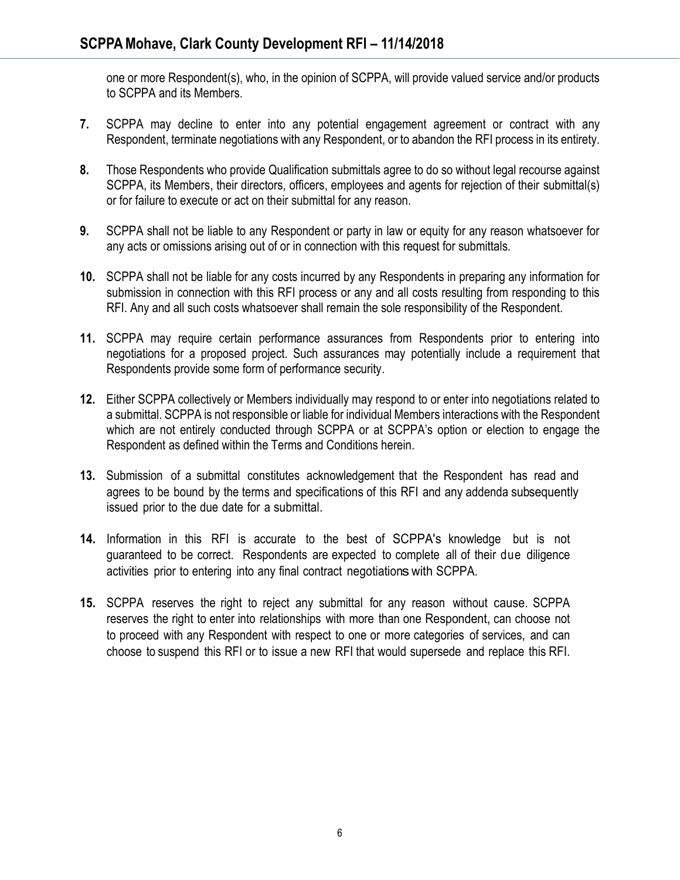one or more Respondent(s), who, in the opinion of SCPPA, will provide valued service and/or products to SCPPA and its Members.

**7.** SCPPA may decline to enter into any potential engagement agreement or contract with any Respondent, terminate negotiations with any Respondent, or to abandon the RFI process in its entirety.

**8.** Those Respondents who provide Qualification submittals agree to do so without legal recourse against SCPPA, its Members, their directors, officers, employees and agents for rejection of their submittal(s) or for failure to execute or act on their submittal for any reason.

**9.** SCPPA shall not be liable to any Respondent or party in law or equity for any reason whatsoever for any acts or omissions arising out of or in connection with this request for submittals.

**10.** SCPPA shall not be liable for any costs incurred by any Respondents in preparing any information for submission in connection with this RFI process or any and all costs resulting from responding to this RFI. Any and all such costs whatsoever shall remain the sole responsibility of the Respondent.

**11.** SCPPA may require certain performance assurances from Respondents prior to entering into negotiations for a proposed project. Such assurances may potentially include a requirement that Respondents provide some form of performance security.

**12.** Either SCPPA collectively or Members individually may respond to or enter into negotiations related to a submittal. SCPPA is not responsible or liable for individual Members interactions with the Respondent which are not entirely conducted through SCPPA or at SCPPA's option or election to engage the Respondent as defined within the Terms and Conditions herein.

**13.** Submission of a submittal constitutes acknowledgement that the Respondent has read and agrees to be bound by the terms and specifications of this RFI and any addenda subsequently issued prior to the due date for a submittal.

**14.** Information in this RFI is accurate to the best of SCPPA's knowledge but is not guaranteed to be correct. Respondents are expected to complete all of their due diligence activities prior to entering into any final contract negotiations with SCPPA.

**15.** SCPPA reserves the right to reject any submittal for any reason without cause. SCPPA reserves the right to enter into relationships with more than one Respondent, can choose not to proceed with any Respondent with respect to one or more categories of services, and can choose to suspend this RFI or to issue a new RFI that would supersede and replace this RFI.